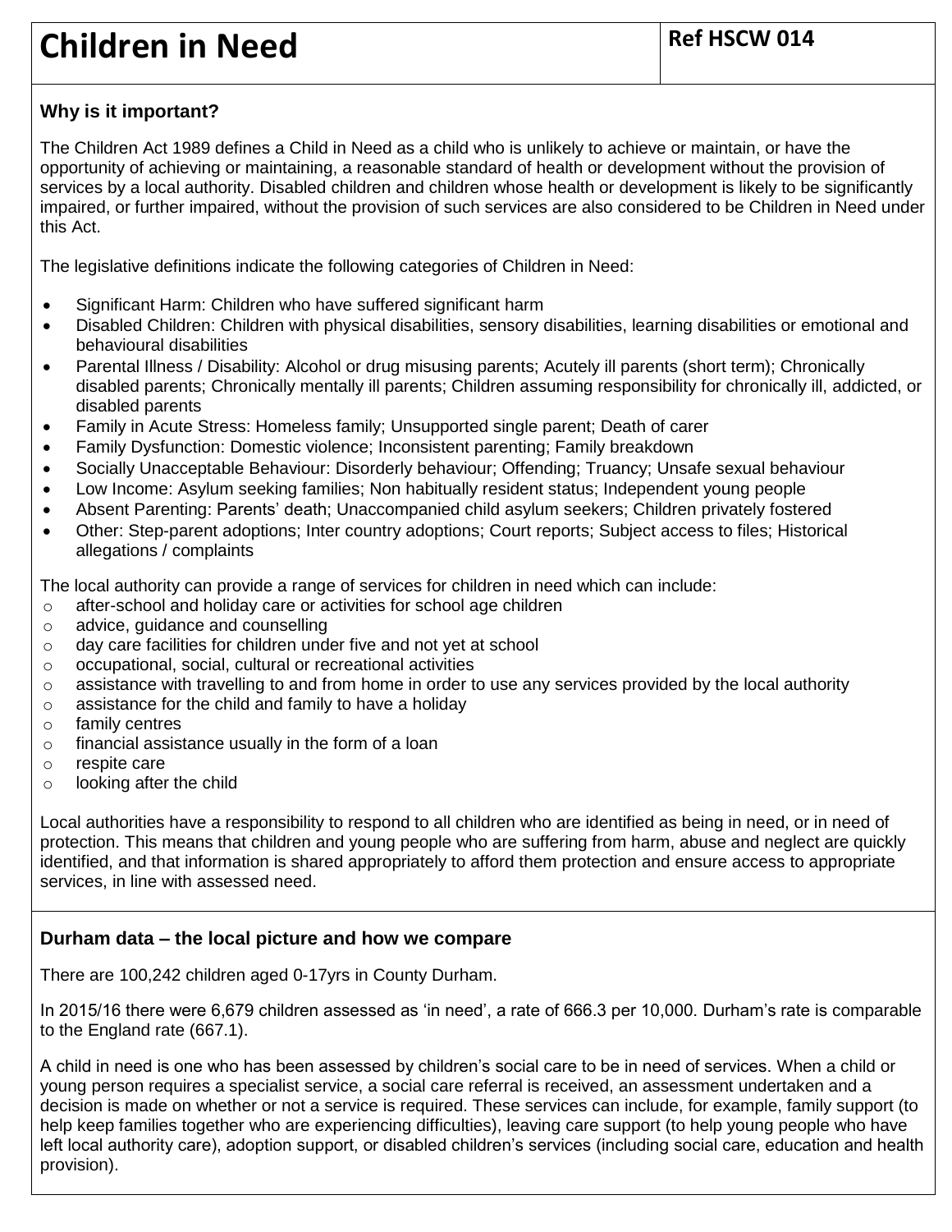# Children in Need

**Ref HSCW 014**

## Why is it important?

The Children Act 1989 defines a Child in Need as a child who is unlikely to achieve or maintain, or have the opportunity of achieving or maintaining, a reasonable standard of health or development without the provision of services by a local authority. Disabled children and children whose health or development is likely to be significantly impaired, or further impaired, without the provision of such services are also considered to be Children in Need under this Act.

The legislative definitions indicate the following categories of Children in Need:

- Significant Harm: Children who have suffered significant harm
- Disabled Children: Children with physical disabilities, sensory disabilities, learning disabilities or emotional and behavioural disabilities
- Parental Illness / Disability: Alcohol or drug misusing parents; Acutely ill parents (short term); Chronically disabled parents; Chronically mentally ill parents; Children assuming responsibility for chronically ill, addicted, or disabled parents
- Family in Acute Stress: Homeless family; Unsupported single parent; Death of carer
- Family Dysfunction: Domestic violence; Inconsistent parenting; Family breakdown
- Socially Unacceptable Behaviour: Disorderly behaviour; Offending; Truancy; Unsafe sexual behaviour
- Low Income: Asylum seeking families; Non habitually resident status; Independent young people
- Absent Parenting: Parents' death; Unaccompanied child asylum seekers; Children privately fostered
- Other: Step-parent adoptions; Inter country adoptions; Court reports; Subject access to files; Historical allegations / complaints

The local authority can provide a range of services for children in need which can include:

- after-school and holiday care or activities for school age children
- advice, guidance and counselling
- day care facilities for children under five and not yet at school
- occupational, social, cultural or recreational activities
- assistance with travelling to and from home in order to use any services provided by the local authority
- assistance for the child and family to have a holiday
- family centres
- financial assistance usually in the form of a loan
- respite care
- looking after the child

Local authorities have a responsibility to respond to all children who are identified as being in need, or in need of protection. This means that children and young people who are suffering from harm, abuse and neglect are quickly identified, and that information is shared appropriately to afford them protection and ensure access to appropriate services, in line with assessed need.

## Durham data – the local picture and how we compare

There are 100,242 children aged 0-17yrs in County Durham.

In 2015/16 there were 6,679 children assessed as 'in need', a rate of 666.3 per 10,000. Durham's rate is comparable to the England rate (667.1).

A child in need is one who has been assessed by children's social care to be in need of services. When a child or young person requires a specialist service, a social care referral is received, an assessment undertaken and a decision is made on whether or not a service is required. These services can include, for example, family support (to help keep families together who are experiencing difficulties), leaving care support (to help young people who have left local authority care), adoption support, or disabled children's services (including social care, education and health provision).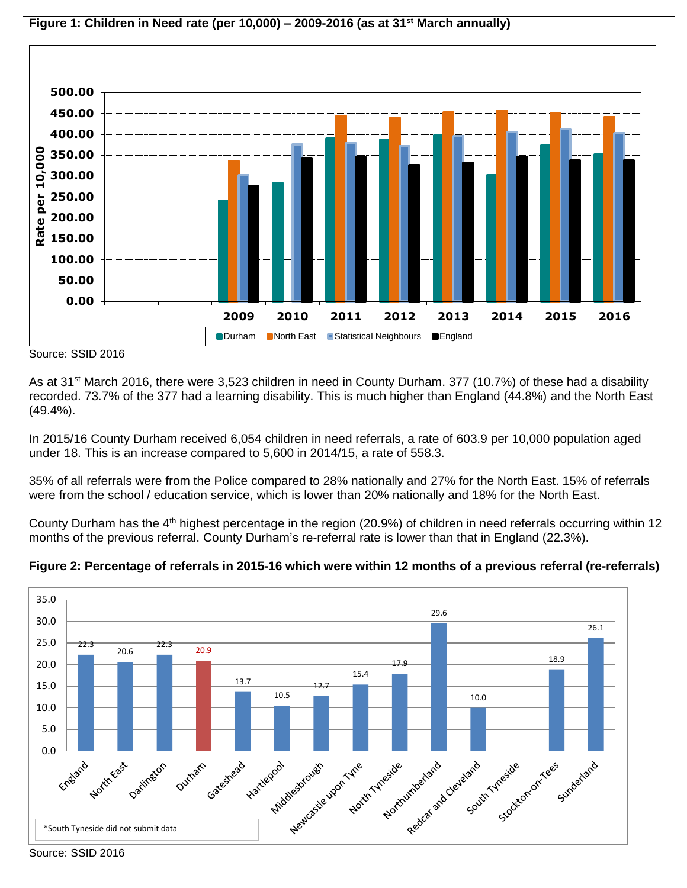**Figure 1: Children in Need rate (per 10,000) – 2009-2016 (as at 31st March annually)**

Source: SSID 2016

As at 31st March 2016, there were 3,523 children in need in County Durham. 377 (10.7%) of these had a disability recorded. 73.7% of the 377 had a learning disability. This is much higher than England (44.8%) and the North East (49.4%).

In 2015/16 County Durham received 6,054 children in need referrals, a rate of 603.9 per 10,000 population aged under 18. This is an increase compared to 5,600 in 2014/15, a rate of 558.3.

35% of all referrals were from the Police compared to 28% nationally and 27% for the North East. 15% of referrals were from the school / education service, which is lower than 20% nationally and 18% for the North East.

County Durham has the 4th highest percentage in the region (20.9%) of children in need referrals occurring within 12 months of the previous referral. County Durham's re-referral rate is lower than that in England (22.3%).

**Figure 2: Percentage of referrals in 2015-16 which were within 12 months of a previous referral (re-referrals)**

| Area | % |
|---|---|
| England | 22.3 |
| North East | 20.6 |
| Darlington | 22.3 |
| Durham | 20.9 |
| Gateshead | 13.7 |
| Hartlepool | 10.5 |
| Middlesbrough | 12.7 |
| Newcastle upon Tyne | 15.4 |
| North Tyneside | 17.9 |
| Northumberland | 29.6 |
| Redcar and Cleveland | 10.0 |
| South Tyneside | |
| Stockton-on-Tees | 18.9 |
| Sunderland | 26.1 |

*South Tyneside did not submit data

Source: SSID 2016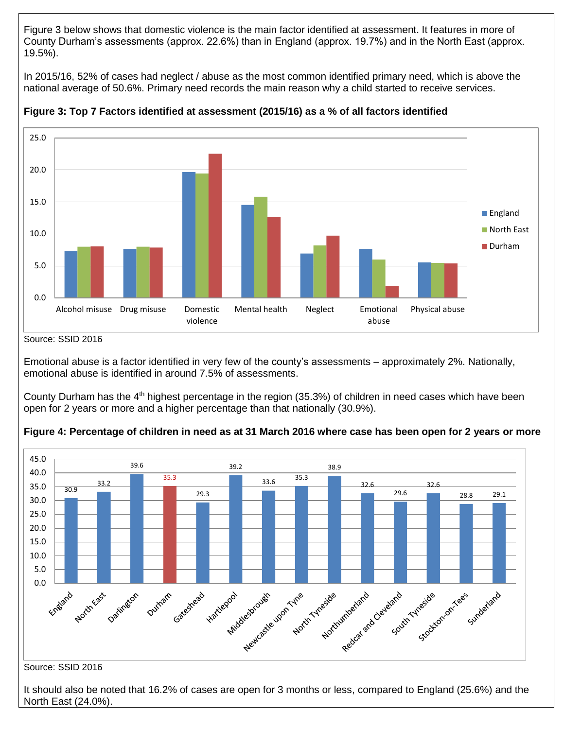Figure 3 below shows that domestic violence is the main factor identified at assessment. It features in more of County Durham's assessments (approx. 22.6%) than in England (approx. 19.7%) and in the North East (approx. 19.5%).

In 2015/16, 52% of cases had neglect / abuse as the most common identified primary need, which is above the national average of 50.6%. Primary need records the main reason why a child started to receive services.

**Figure 3: Top 7 Factors identified at assessment (2015/16) as a % of all factors identified**

Source: SSID 2016

Emotional abuse is a factor identified in very few of the county's assessments – approximately 2%. Nationally, emotional abuse is identified in around 7.5% of assessments.

County Durham has the 4th highest percentage in the region (35.3%) of children in need cases which have been open for 2 years or more and a higher percentage than that nationally (30.9%).

**Figure 4: Percentage of children in need as at 31 March 2016 where case has been open for 2 years or more**

| Area | % |
|---|---|
| England | 30.9 |
| North East | 33.2 |
| Darlington | 39.6 |
| Durham | 35.3 |
| Gateshead | 29.3 |
| Hartlepool | 39.2 |
| Middlesbrough | 33.6 |
| Newcastle upon Tyne | 35.3 |
| North Tyneside | 38.9 |
| Northumberland | 32.6 |
| Redcar and Cleveland | 29.6 |
| South Tyneside | 32.6 |
| Stockton-on-Tees | 28.8 |
| Sunderland | 29.1 |

Source: SSID 2016

It should also be noted that 16.2% of cases are open for 3 months or less, compared to England (25.6%) and the North East (24.0%).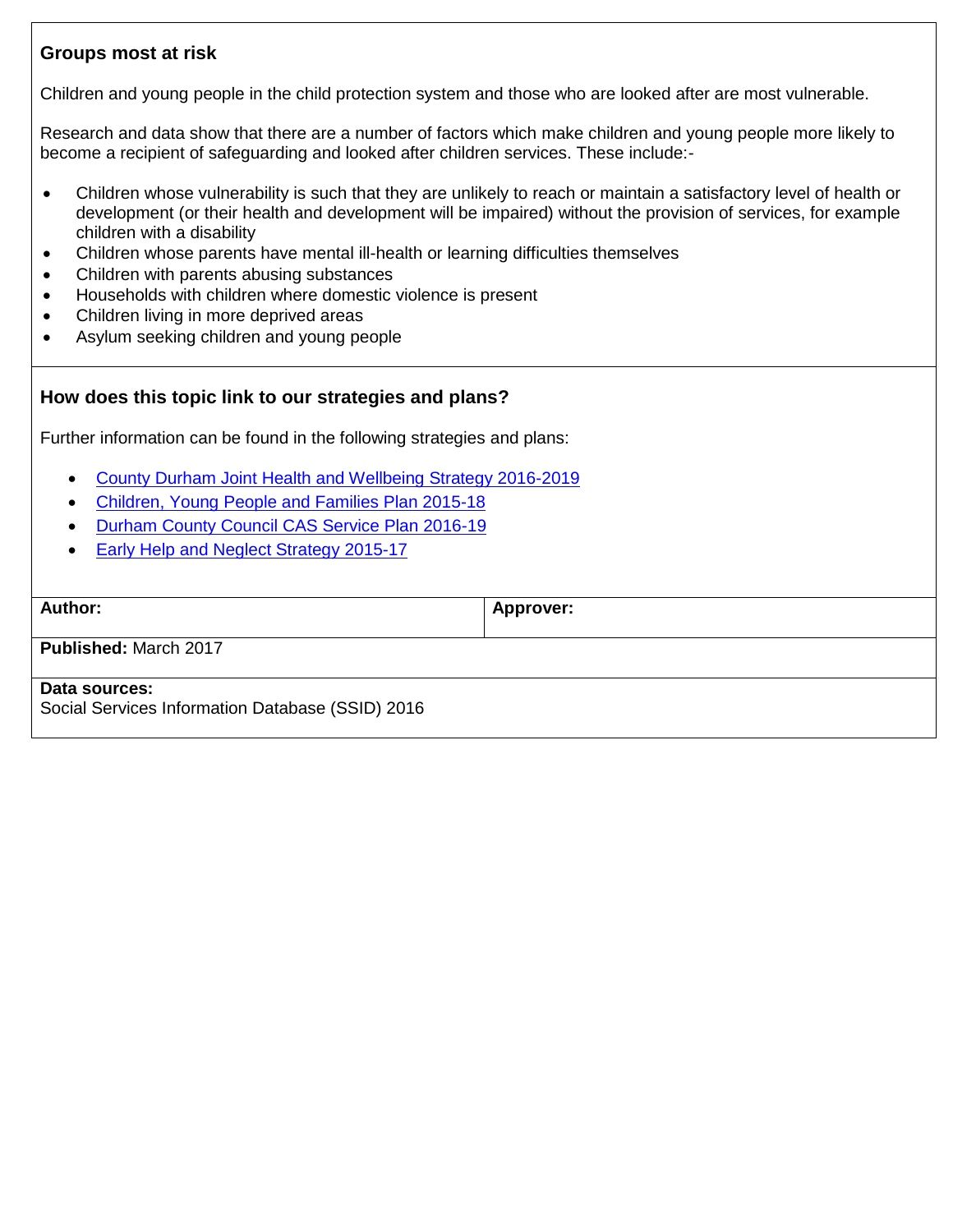## Groups most at risk

Children and young people in the child protection system and those who are looked after are most vulnerable.

Research and data show that there are a number of factors which make children and young people more likely to become a recipient of safeguarding and looked after children services. These include:-

- Children whose vulnerability is such that they are unlikely to reach or maintain a satisfactory level of health or development (or their health and development will be impaired) without the provision of services, for example children with a disability
- Children whose parents have mental ill-health or learning difficulties themselves
- Children with parents abusing substances
- Households with children where domestic violence is present
- Children living in more deprived areas
- Asylum seeking children and young people

## How does this topic link to our strategies and plans?

Further information can be found in the following strategies and plans:

- County Durham Joint Health and Wellbeing Strategy 2016-2019
- Children, Young People and Families Plan 2015-18
- Durham County Council CAS Service Plan 2016-19
- Early Help and Neglect Strategy 2015-17

| | |
|---|---|
| **Author:** | **Approver:** |
| **Published:** March 2017 | |
| **Data sources:** Social Services Information Database (SSID) 2016 | |